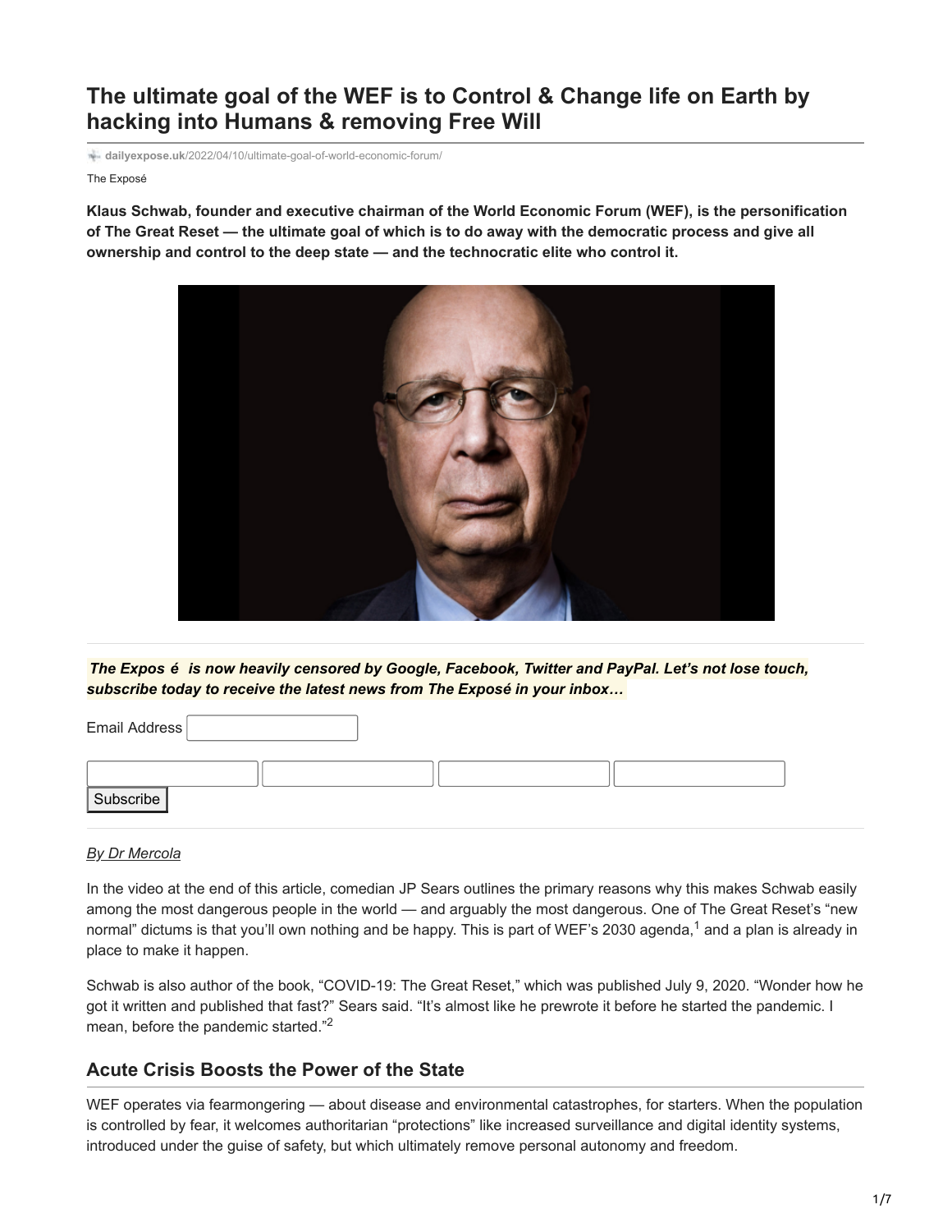# The ultimate goal of the WEF is to Control & Change life on Earth by hacking into Humans & removing Free Will

dailyexpose.uk/2022/04/10/ultimate-goal-of-world-economic-forum/

The Exposé

**Klaus Schwab, founder and executive chairman of the World Economic Forum (WEF), is the personification of The Great Reset — the ultimate goal of which is to do away with the democratic process and give all ownership and control to the deep state — and the technocratic elite who control it.**

***The Expos é is now heavily censored by Google, Facebook, Twitter and PayPal. Let's not lose touch, subscribe today to receive the latest news from The Exposé in your inbox…***

Email Address

Subscribe

*By Dr Mercola*

In the video at the end of this article, comedian JP Sears outlines the primary reasons why this makes Schwab easily among the most dangerous people in the world — and arguably the most dangerous. One of The Great Reset's "new normal" dictums is that you'll own nothing and be happy. This is part of WEF's 2030 agenda,[1] and a plan is already in place to make it happen.

Schwab is also author of the book, "COVID-19: The Great Reset," which was published July 9, 2020. "Wonder how he got it written and published that fast?" Sears said. "It's almost like he prewrote it before he started the pandemic. I mean, before the pandemic started."[2]

## Acute Crisis Boosts the Power of the State

WEF operates via fearmongering — about disease and environmental catastrophes, for starters. When the population is controlled by fear, it welcomes authoritarian "protections" like increased surveillance and digital identity systems, introduced under the guise of safety, but which ultimately remove personal autonomy and freedom.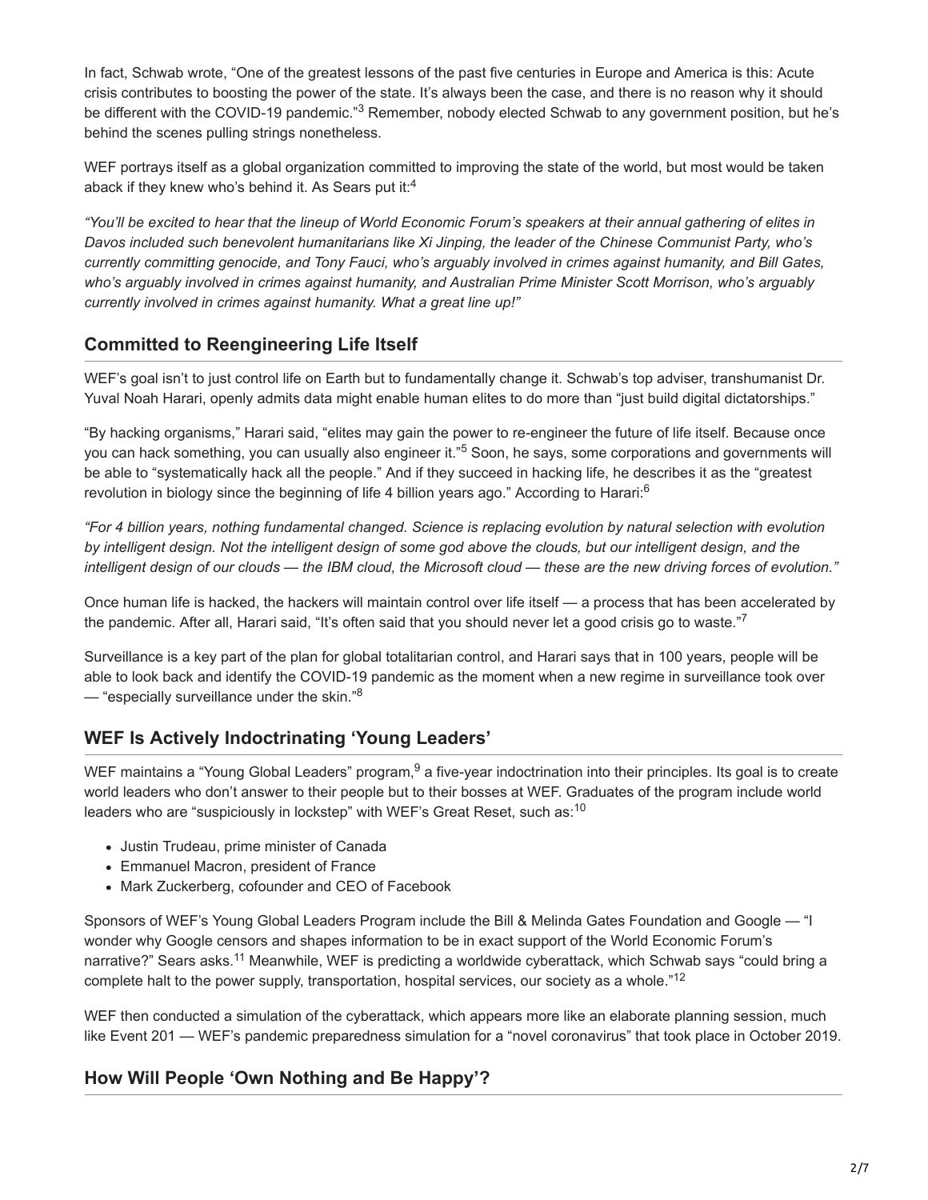In fact, Schwab wrote, “One of the greatest lessons of the past five centuries in Europe and America is this: Acute crisis contributes to boosting the power of the state. It’s always been the case, and there is no reason why it should be different with the COVID-19 pandemic.”[3] Remember, nobody elected Schwab to any government position, but he’s behind the scenes pulling strings nonetheless.

WEF portrays itself as a global organization committed to improving the state of the world, but most would be taken aback if they knew who’s behind it. As Sears put it:[4]

*“You’ll be excited to hear that the lineup of World Economic Forum’s speakers at their annual gathering of elites in Davos included such benevolent humanitarians like Xi Jinping, the leader of the Chinese Communist Party, who’s currently committing genocide, and Tony Fauci, who’s arguably involved in crimes against humanity, and Bill Gates, who’s arguably involved in crimes against humanity, and Australian Prime Minister Scott Morrison, who’s arguably currently involved in crimes against humanity. What a great line up!”*

## Committed to Reengineering Life Itself

WEF’s goal isn’t to just control life on Earth but to fundamentally change it. Schwab’s top adviser, transhumanist Dr. Yuval Noah Harari, openly admits data might enable human elites to do more than “just build digital dictatorships.”

“By hacking organisms,” Harari said, “elites may gain the power to re-engineer the future of life itself. Because once you can hack something, you can usually also engineer it.”[5] Soon, he says, some corporations and governments will be able to “systematically hack all the people.” And if they succeed in hacking life, he describes it as the “greatest revolution in biology since the beginning of life 4 billion years ago.” According to Harari:[6]

*“For 4 billion years, nothing fundamental changed. Science is replacing evolution by natural selection with evolution by intelligent design. Not the intelligent design of some god above the clouds, but our intelligent design, and the intelligent design of our clouds — the IBM cloud, the Microsoft cloud — these are the new driving forces of evolution.”*

Once human life is hacked, the hackers will maintain control over life itself — a process that has been accelerated by the pandemic. After all, Harari said, “It’s often said that you should never let a good crisis go to waste.”[7]

Surveillance is a key part of the plan for global totalitarian control, and Harari says that in 100 years, people will be able to look back and identify the COVID-19 pandemic as the moment when a new regime in surveillance took over — “especially surveillance under the skin.”[8]

## WEF Is Actively Indoctrinating ‘Young Leaders’

WEF maintains a “Young Global Leaders” program,[9] a five-year indoctrination into their principles. Its goal is to create world leaders who don’t answer to their people but to their bosses at WEF. Graduates of the program include world leaders who are “suspiciously in lockstep” with WEF’s Great Reset, such as:[10]

- Justin Trudeau, prime minister of Canada
- Emmanuel Macron, president of France
- Mark Zuckerberg, cofounder and CEO of Facebook

Sponsors of WEF’s Young Global Leaders Program include the Bill & Melinda Gates Foundation and Google — “I wonder why Google censors and shapes information to be in exact support of the World Economic Forum’s narrative?” Sears asks.[11] Meanwhile, WEF is predicting a worldwide cyberattack, which Schwab says “could bring a complete halt to the power supply, transportation, hospital services, our society as a whole.”[12]

WEF then conducted a simulation of the cyberattack, which appears more like an elaborate planning session, much like Event 201 — WEF’s pandemic preparedness simulation for a “novel coronavirus” that took place in October 2019.

## How Will People ‘Own Nothing and Be Happy’?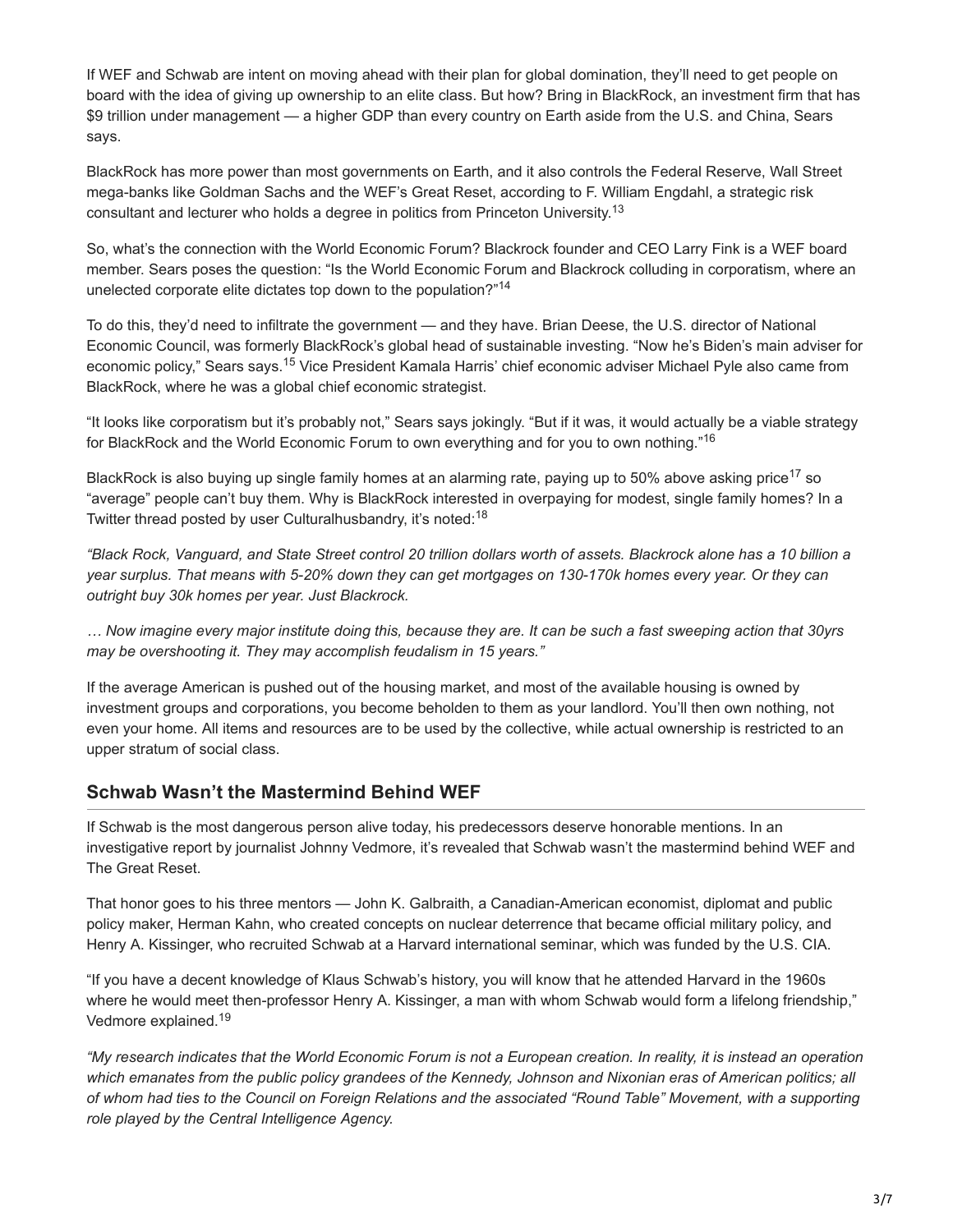If WEF and Schwab are intent on moving ahead with their plan for global domination, they'll need to get people on board with the idea of giving up ownership to an elite class. But how? Bring in BlackRock, an investment firm that has $9 trillion under management — a higher GDP than every country on Earth aside from the U.S. and China, Sears says.

BlackRock has more power than most governments on Earth, and it also controls the Federal Reserve, Wall Street mega-banks like Goldman Sachs and the WEF's Great Reset, according to F. William Engdahl, a strategic risk consultant and lecturer who holds a degree in politics from Princeton University.[13]

So, what's the connection with the World Economic Forum? Blackrock founder and CEO Larry Fink is a WEF board member. Sears poses the question: "Is the World Economic Forum and Blackrock colluding in corporatism, where an unelected corporate elite dictates top down to the population?"[14]

To do this, they'd need to infiltrate the government — and they have. Brian Deese, the U.S. director of National Economic Council, was formerly BlackRock's global head of sustainable investing. "Now he's Biden's main adviser for economic policy," Sears says.[15] Vice President Kamala Harris' chief economic adviser Michael Pyle also came from BlackRock, where he was a global chief economic strategist.

"It looks like corporatism but it's probably not," Sears says jokingly. "But if it was, it would actually be a viable strategy for BlackRock and the World Economic Forum to own everything and for you to own nothing."[16]

BlackRock is also buying up single family homes at an alarming rate, paying up to 50% above asking price[17] so "average" people can't buy them. Why is BlackRock interested in overpaying for modest, single family homes? In a Twitter thread posted by user Culturalhusbandry, it's noted:[18]

*"Black Rock, Vanguard, and State Street control 20 trillion dollars worth of assets. Blackrock alone has a 10 billion a year surplus. That means with 5-20% down they can get mortgages on 130-170k homes every year. Or they can outright buy 30k homes per year. Just Blackrock.*

*… Now imagine every major institute doing this, because they are. It can be such a fast sweeping action that 30yrs may be overshooting it. They may accomplish feudalism in 15 years."*

If the average American is pushed out of the housing market, and most of the available housing is owned by investment groups and corporations, you become beholden to them as your landlord. You'll then own nothing, not even your home. All items and resources are to be used by the collective, while actual ownership is restricted to an upper stratum of social class.

## Schwab Wasn't the Mastermind Behind WEF

If Schwab is the most dangerous person alive today, his predecessors deserve honorable mentions. In an investigative report by journalist Johnny Vedmore, it's revealed that Schwab wasn't the mastermind behind WEF and The Great Reset.

That honor goes to his three mentors — John K. Galbraith, a Canadian-American economist, diplomat and public policy maker, Herman Kahn, who created concepts on nuclear deterrence that became official military policy, and Henry A. Kissinger, who recruited Schwab at a Harvard international seminar, which was funded by the U.S. CIA.

"If you have a decent knowledge of Klaus Schwab's history, you will know that he attended Harvard in the 1960s where he would meet then-professor Henry A. Kissinger, a man with whom Schwab would form a lifelong friendship," Vedmore explained.[19]

*"My research indicates that the World Economic Forum is not a European creation. In reality, it is instead an operation which emanates from the public policy grandees of the Kennedy, Johnson and Nixonian eras of American politics; all of whom had ties to the Council on Foreign Relations and the associated "Round Table" Movement, with a supporting role played by the Central Intelligence Agency.*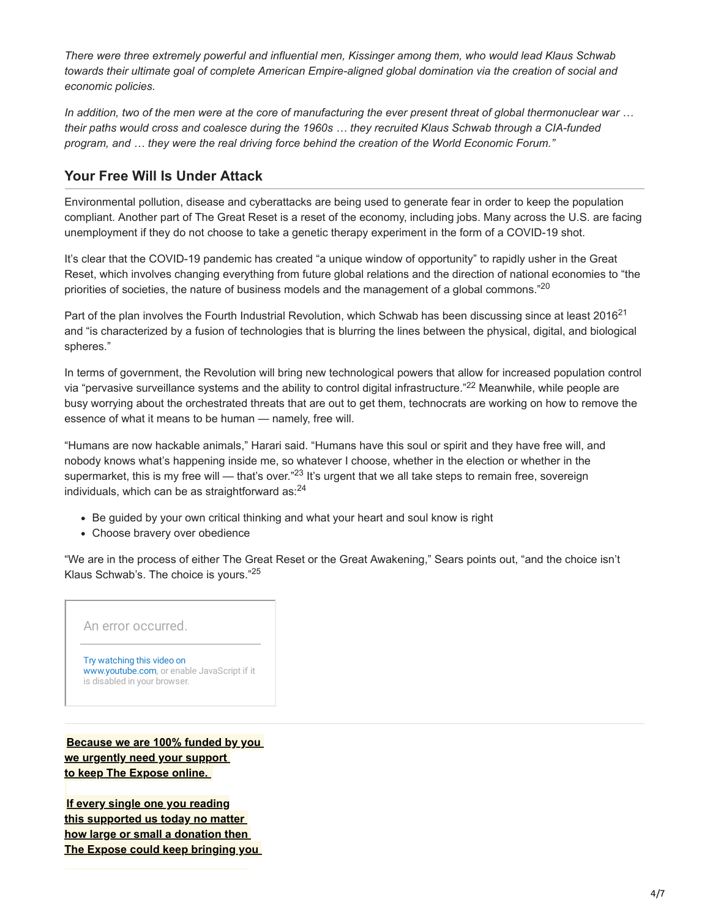*There were three extremely powerful and influential men, Kissinger among them, who would lead Klaus Schwab towards their ultimate goal of complete American Empire-aligned global domination via the creation of social and economic policies.*

*In addition, two of the men were at the core of manufacturing the ever present threat of global thermonuclear war … their paths would cross and coalesce during the 1960s … they recruited Klaus Schwab through a CIA-funded program, and … they were the real driving force behind the creation of the World Economic Forum."*

## Your Free Will Is Under Attack

Environmental pollution, disease and cyberattacks are being used to generate fear in order to keep the population compliant. Another part of The Great Reset is a reset of the economy, including jobs. Many across the U.S. are facing unemployment if they do not choose to take a genetic therapy experiment in the form of a COVID-19 shot.

It's clear that the COVID-19 pandemic has created "a unique window of opportunity" to rapidly usher in the Great Reset, which involves changing everything from future global relations and the direction of national economies to "the priorities of societies, the nature of business models and the management of a global commons."[20]

Part of the plan involves the Fourth Industrial Revolution, which Schwab has been discussing since at least 2016[21] and "is characterized by a fusion of technologies that is blurring the lines between the physical, digital, and biological spheres."

In terms of government, the Revolution will bring new technological powers that allow for increased population control via "pervasive surveillance systems and the ability to control digital infrastructure."[22] Meanwhile, while people are busy worrying about the orchestrated threats that are out to get them, technocrats are working on how to remove the essence of what it means to be human — namely, free will.

"Humans are now hackable animals," Harari said. "Humans have this soul or spirit and they have free will, and nobody knows what's happening inside me, so whatever I choose, whether in the election or whether in the supermarket, this is my free will — that's over."[23] It's urgent that we all take steps to remain free, sovereign individuals, which can be as straightforward as:[24]

- Be guided by your own critical thinking and what your heart and soul know is right
- Choose bravery over obedience

"We are in the process of either The Great Reset or the Great Awakening," Sears points out, "and the choice isn't Klaus Schwab's. The choice is yours."[25]

An error occurred.

Try watching this video on www.youtube.com, or enable JavaScript if it is disabled in your browser.

**Because we are 100% funded by you we urgently need your support to keep The Expose online.**

**If every single one you reading this supported us today no matter how large or small a donation then The Expose could keep bringing you**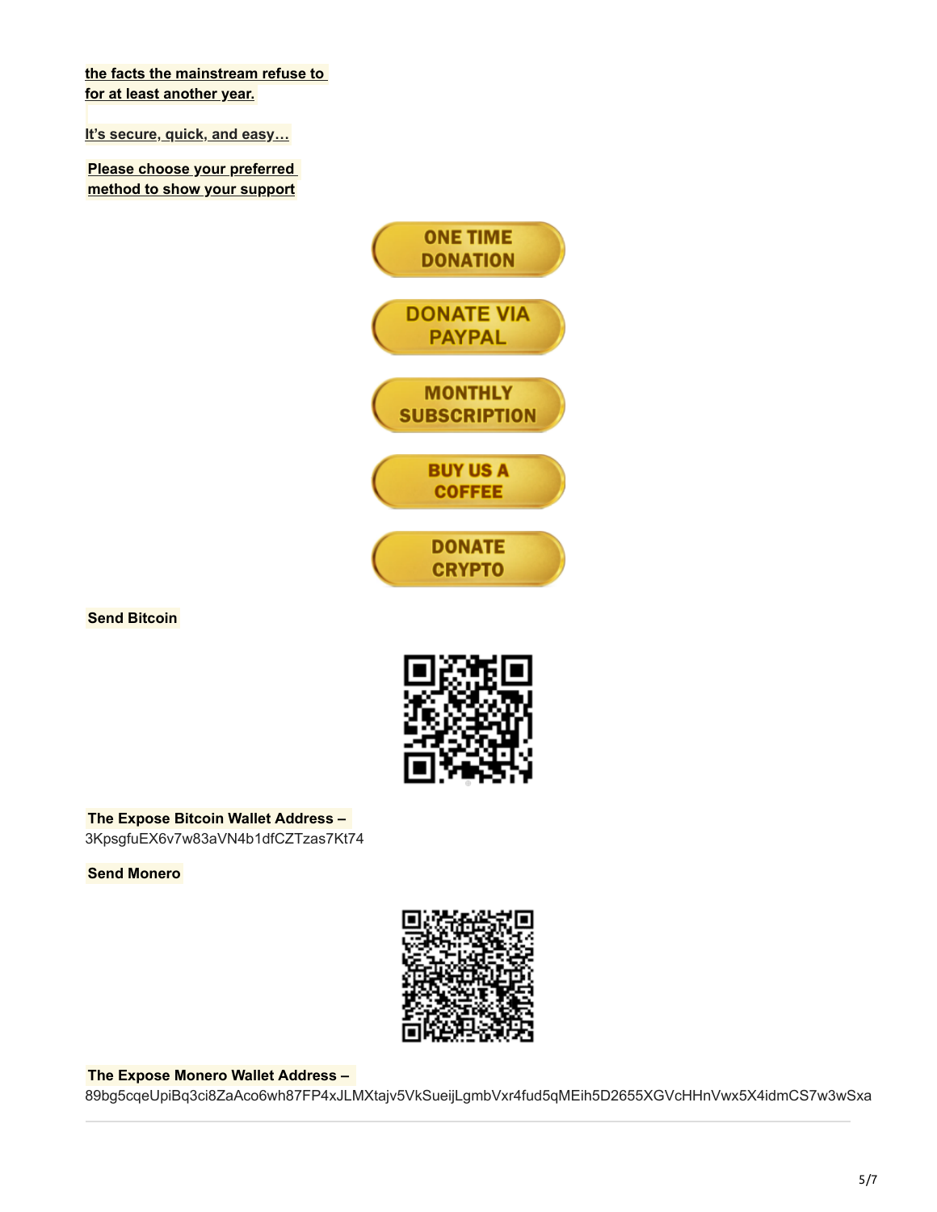**the facts the mainstream refuse to for at least another year.**

**It's secure, quick, and easy…**

**Please choose your preferred method to show your support**

ONE TIME DONATION

DONATE VIA PAYPAL

MONTHLY SUBSCRIPTION

BUY US A COFFEE

DONATE CRYPTO

**Send Bitcoin**

**The Expose Bitcoin Wallet Address –**
3KpsgfuEX6v7w83aVN4b1dfCZTzas7Kt74

**Send Monero**

**The Expose Monero Wallet Address –**
89bg5cqeUpiBq3ci8ZaAco6wh87FP4xJLMXtajv5VkSueijLgmbVxr4fud5qMEih5D2655XGVcHHnVwx5X4idmCS7w3wSxa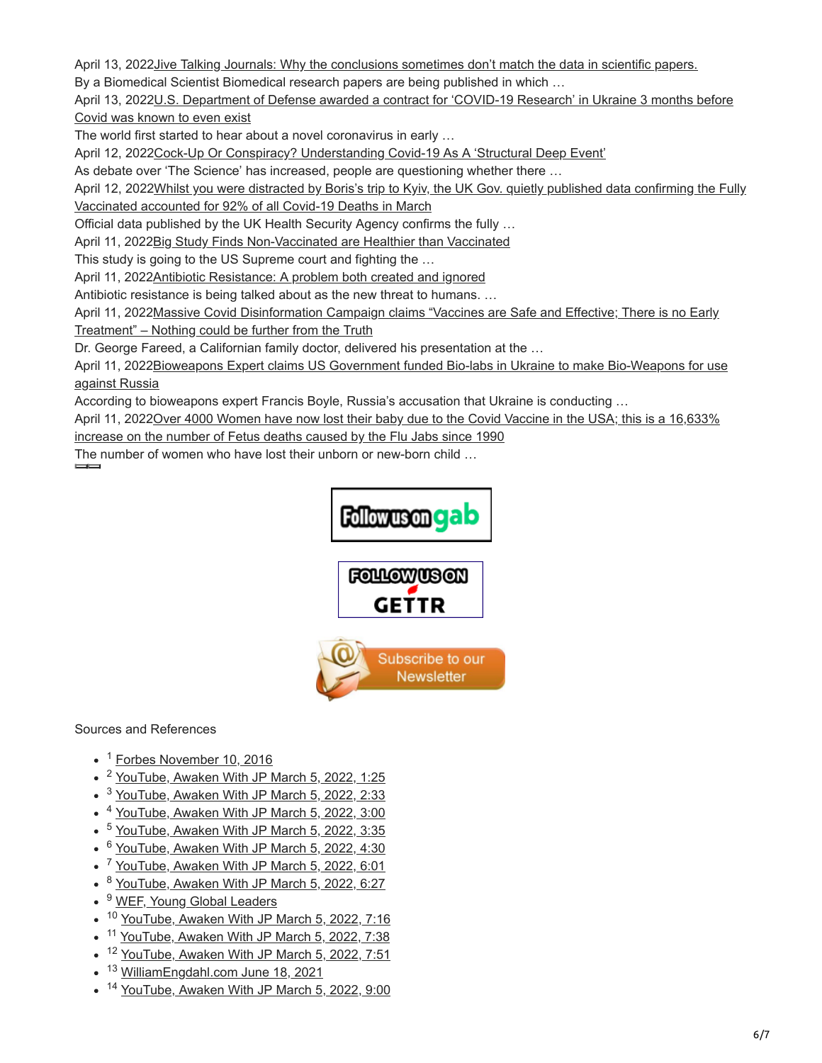April 13, 2022Jive Talking Journals: Why the conclusions sometimes don't match the data in scientific papers.
By a Biomedical Scientist Biomedical research papers are being published in which …
April 13, 2022U.S. Department of Defense awarded a contract for 'COVID-19 Research' in Ukraine 3 months before Covid was known to even exist
The world first started to hear about a novel coronavirus in early …
April 12, 2022Cock-Up Or Conspiracy? Understanding Covid-19 As A 'Structural Deep Event'
As debate over 'The Science' has increased, people are questioning whether there …
April 12, 2022Whilst you were distracted by Boris's trip to Kyiv, the UK Gov. quietly published data confirming the Fully Vaccinated accounted for 92% of all Covid-19 Deaths in March
Official data published by the UK Health Security Agency confirms the fully …
April 11, 2022Big Study Finds Non-Vaccinated are Healthier than Vaccinated
This study is going to the US Supreme court and fighting the …
April 11, 2022Antibiotic Resistance: A problem both created and ignored
Antibiotic resistance is being talked about as the new threat to humans. …
April 11, 2022Massive Covid Disinformation Campaign claims "Vaccines are Safe and Effective; There is no Early Treatment" – Nothing could be further from the Truth
Dr. George Fareed, a Californian family doctor, delivered his presentation at the …
April 11, 2022Bioweapons Expert claims US Government funded Bio-labs in Ukraine to make Bio-Weapons for use against Russia
According to bioweapons expert Francis Boyle, Russia's accusation that Ukraine is conducting …
April 11, 2022Over 4000 Women have now lost their baby due to the Covid Vaccine in the USA; this is a 16,633% increase on the number of Fetus deaths caused by the Flu Jabs since 1990
The number of women who have lost their unborn or new-born child …

Follow us on gab

FOLLOW US ON GETTR

Subscribe to our Newsletter

Sources and References

- [1] Forbes November 10, 2016
- [2] YouTube, Awaken With JP March 5, 2022, 1:25
- [3] YouTube, Awaken With JP March 5, 2022, 2:33
- [4] YouTube, Awaken With JP March 5, 2022, 3:00
- [5] YouTube, Awaken With JP March 5, 2022, 3:35
- [6] YouTube, Awaken With JP March 5, 2022, 4:30
- [7] YouTube, Awaken With JP March 5, 2022, 6:01
- [8] YouTube, Awaken With JP March 5, 2022, 6:27
- [9] WEF, Young Global Leaders
- [10] YouTube, Awaken With JP March 5, 2022, 7:16
- [11] YouTube, Awaken With JP March 5, 2022, 7:38
- [12] YouTube, Awaken With JP March 5, 2022, 7:51
- [13] WilliamEngdahl.com June 18, 2021
- [14] YouTube, Awaken With JP March 5, 2022, 9:00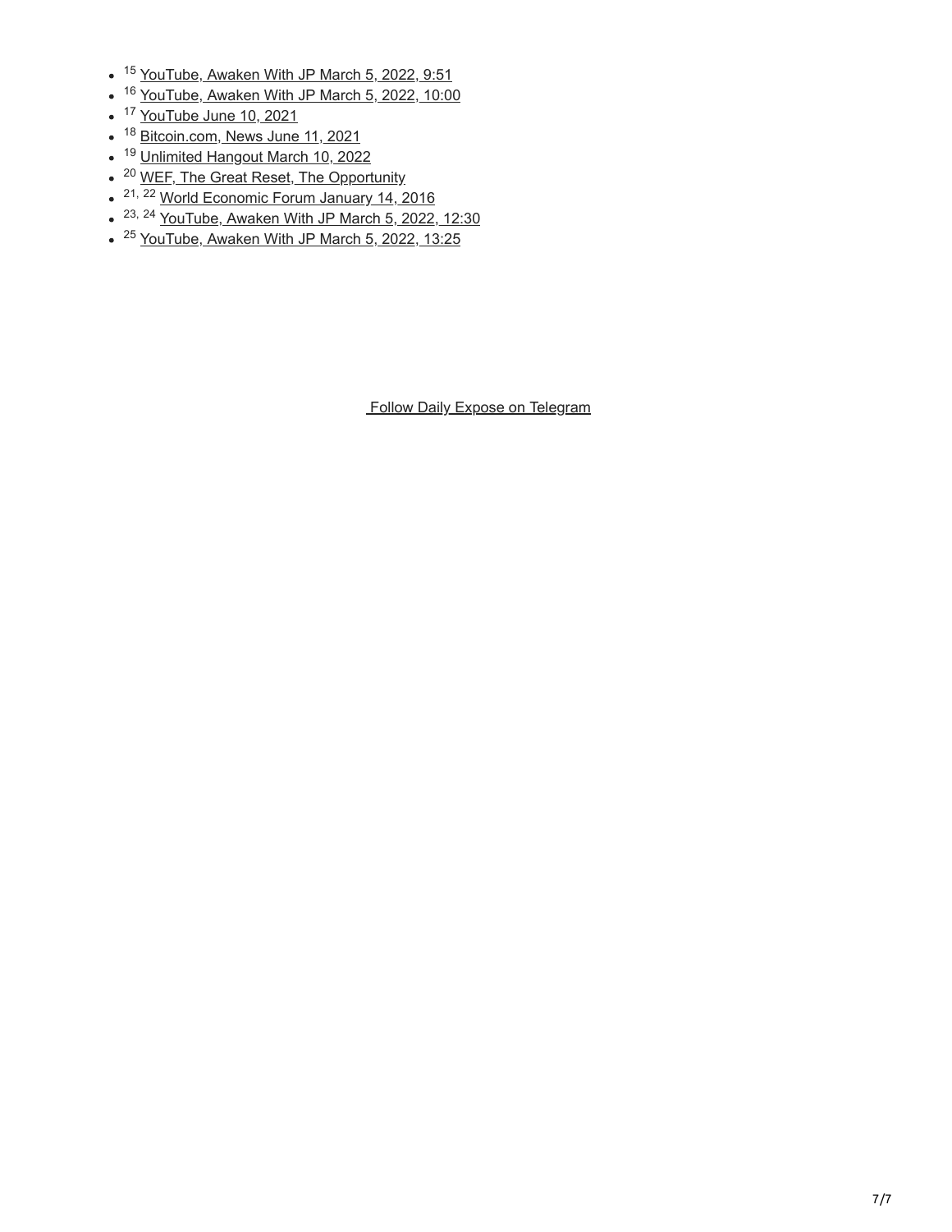- [15] YouTube, Awaken With JP March 5, 2022, 9:51
- [16] YouTube, Awaken With JP March 5, 2022, 10:00
- [17] YouTube June 10, 2021
- [18] Bitcoin.com, News June 11, 2021
- [19] Unlimited Hangout March 10, 2022
- [20] WEF, The Great Reset, The Opportunity
- [21, 22] World Economic Forum January 14, 2016
- [23, 24] YouTube, Awaken With JP March 5, 2022, 12:30
- [25] YouTube, Awaken With JP March 5, 2022, 13:25

Follow Daily Expose on Telegram